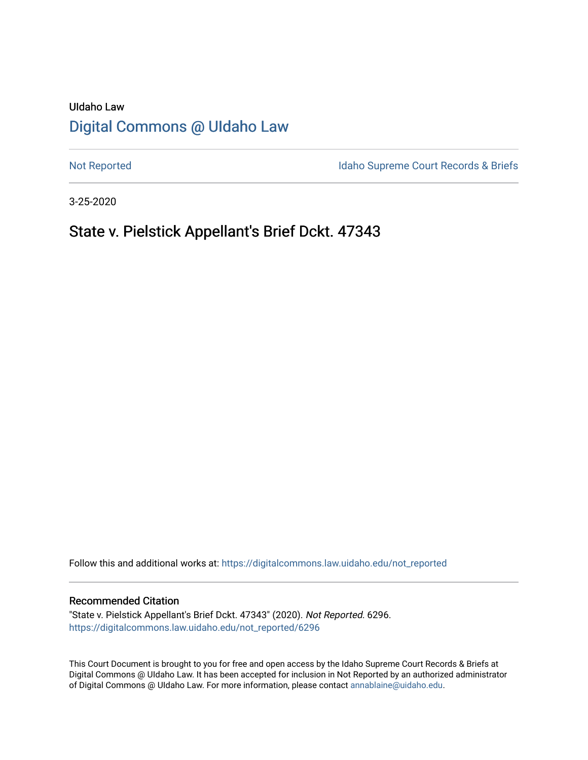UIdaho Law

# Digital Commons @ UIdaho Law

Not Reported | Idaho Supreme Court Records & Briefs

3-25-2020

## State v. Pielstick Appellant's Brief Dckt. 47343

Follow this and additional works at: https://digitalcommons.law.uidaho.edu/not_reported

### Recommended Citation

"State v. Pielstick Appellant's Brief Dckt. 47343" (2020). *Not Reported*. 6296.
https://digitalcommons.law.uidaho.edu/not_reported/6296

This Court Document is brought to you for free and open access by the Idaho Supreme Court Records & Briefs at Digital Commons @ UIdaho Law. It has been accepted for inclusion in Not Reported by an authorized administrator of Digital Commons @ UIdaho Law. For more information, please contact annablaine@uidaho.edu.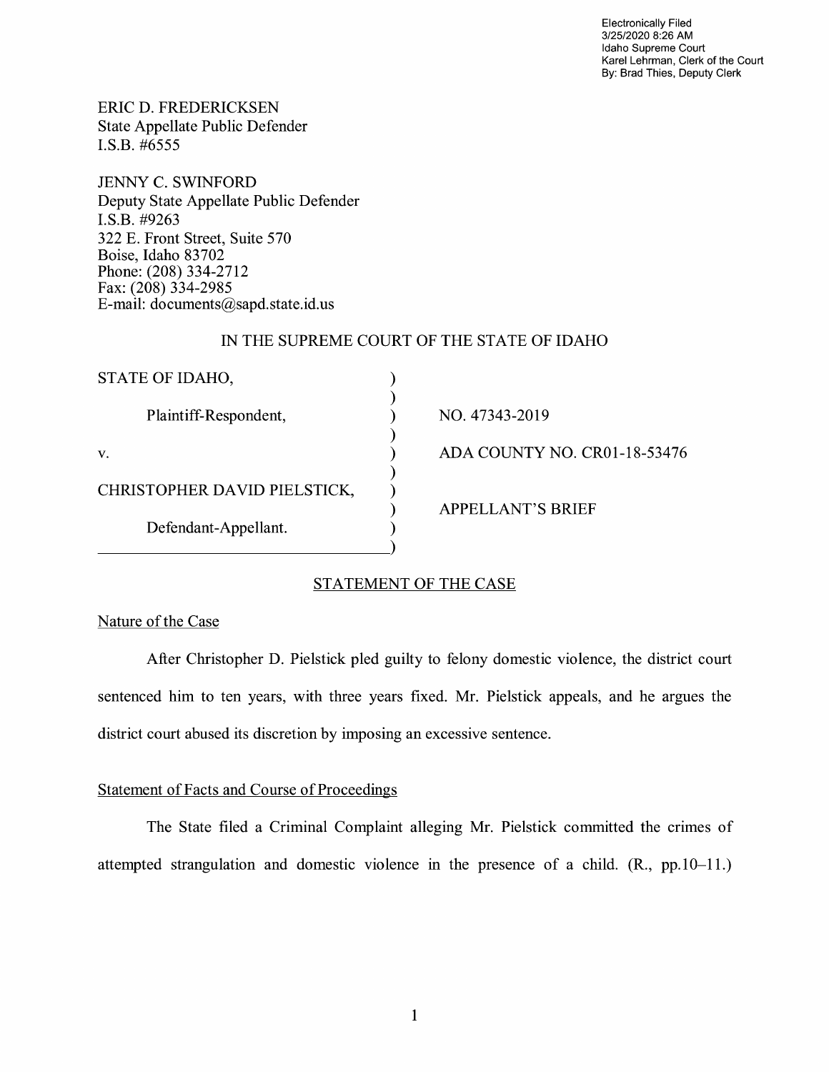Electronically Filed
3/25/2020 8:26 AM
Idaho Supreme Court
Karel Lehrman, Clerk of the Court
By: Brad Thies, Deputy Clerk

ERIC D. FREDERICKSEN
State Appellate Public Defender
I.S.B. #6555

JENNY C. SWINFORD
Deputy State Appellate Public Defender
I.S.B. #9263
322 E. Front Street, Suite 570
Boise, Idaho 83702
Phone: (208) 334-2712
Fax: (208) 334-2985
E-mail: documents@sapd.state.id.us

IN THE SUPREME COURT OF THE STATE OF IDAHO

| | | |
|---|---|---|
| STATE OF IDAHO, | ) | |
| | ) | |
| Plaintiff-Respondent, | ) | NO. 47343-2019 |
| | ) | |
| v. | ) | ADA COUNTY NO. CR01-18-53476 |
| | ) | |
| CHRISTOPHER DAVID PIELSTICK, | ) | |
| | ) | APPELLANT'S BRIEF |
| Defendant-Appellant. | ) | |
| | ) | |

## STATEMENT OF THE CASE

### Nature of the Case

After Christopher D. Pielstick pled guilty to felony domestic violence, the district court sentenced him to ten years, with three years fixed. Mr. Pielstick appeals, and he argues the district court abused its discretion by imposing an excessive sentence.

### Statement of Facts and Course of Proceedings

The State filed a Criminal Complaint alleging Mr. Pielstick committed the crimes of attempted strangulation and domestic violence in the presence of a child. (R., pp.10–11.)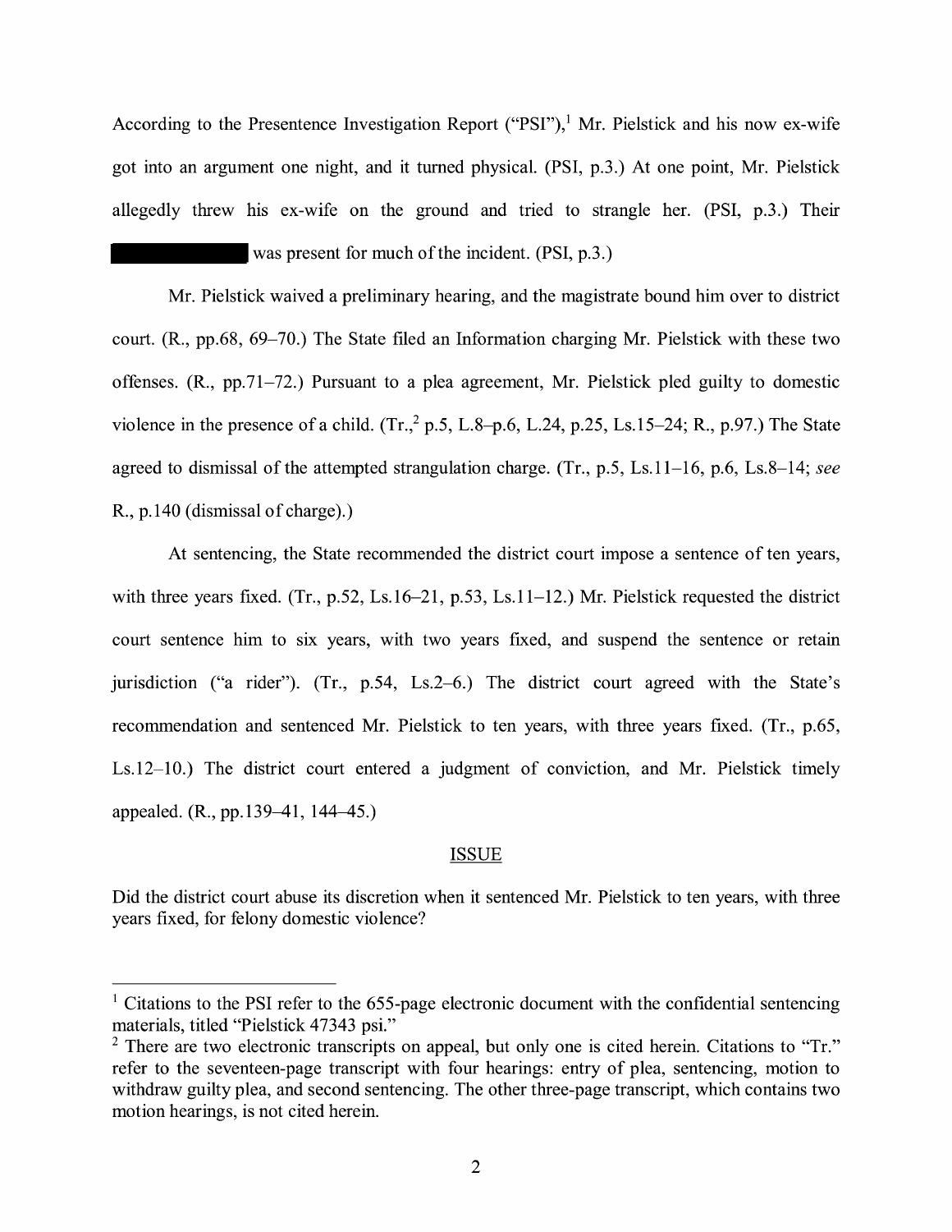According to the Presentence Investigation Report ("PSI"),[1] Mr. Pielstick and his now ex-wife got into an argument one night, and it turned physical. (PSI, p.3.) At one point, Mr. Pielstick allegedly threw his ex-wife on the ground and tried to strangle her. (PSI, p.3.) Their ██████████ was present for much of the incident. (PSI, p.3.)

Mr. Pielstick waived a preliminary hearing, and the magistrate bound him over to district court. (R., pp.68, 69–70.) The State filed an Information charging Mr. Pielstick with these two offenses. (R., pp.71–72.) Pursuant to a plea agreement, Mr. Pielstick pled guilty to domestic violence in the presence of a child. (Tr.,[2] p.5, L.8–p.6, L.24, p.25, Ls.15–24; R., p.97.) The State agreed to dismissal of the attempted strangulation charge. (Tr., p.5, Ls.11–16, p.6, Ls.8–14; *see* R., p.140 (dismissal of charge).)

At sentencing, the State recommended the district court impose a sentence of ten years, with three years fixed. (Tr., p.52, Ls.16–21, p.53, Ls.11–12.) Mr. Pielstick requested the district court sentence him to six years, with two years fixed, and suspend the sentence or retain jurisdiction ("a rider"). (Tr., p.54, Ls.2–6.) The district court agreed with the State's recommendation and sentenced Mr. Pielstick to ten years, with three years fixed. (Tr., p.65, Ls.12–10.) The district court entered a judgment of conviction, and Mr. Pielstick timely appealed. (R., pp.139–41, 144–45.)

## ISSUE

Did the district court abuse its discretion when it sentenced Mr. Pielstick to ten years, with three years fixed, for felony domestic violence?

---

[1] Citations to the PSI refer to the 655-page electronic document with the confidential sentencing materials, titled "Pielstick 47343 psi."

[2] There are two electronic transcripts on appeal, but only one is cited herein. Citations to "Tr." refer to the seventeen-page transcript with four hearings: entry of plea, sentencing, motion to withdraw guilty plea, and second sentencing. The other three-page transcript, which contains two motion hearings, is not cited herein.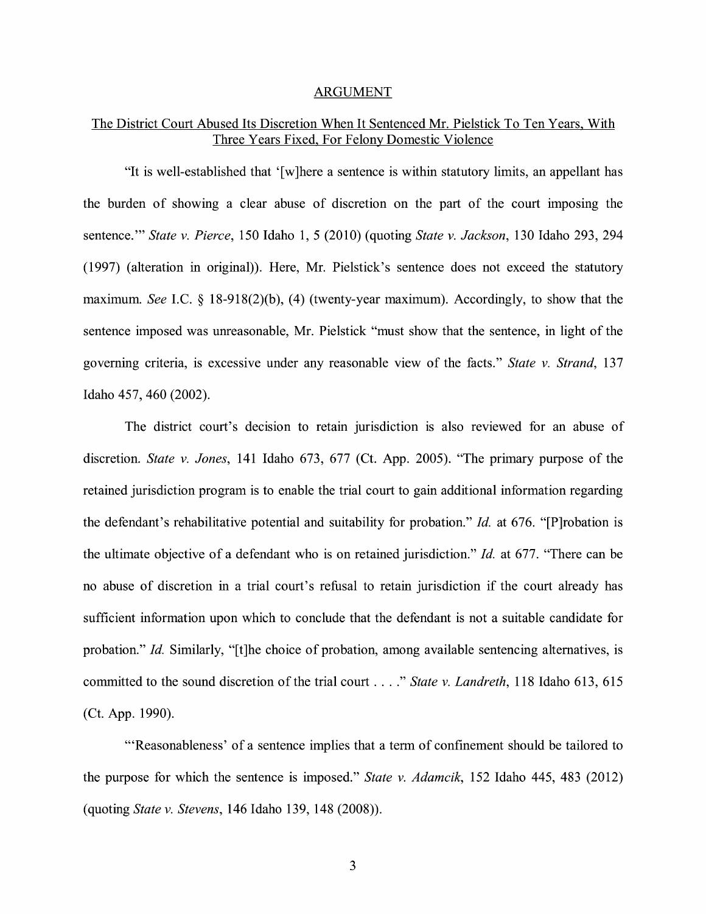## ARGUMENT

### The District Court Abused Its Discretion When It Sentenced Mr. Pielstick To Ten Years, With Three Years Fixed, For Felony Domestic Violence

"It is well-established that '[w]here a sentence is within statutory limits, an appellant has the burden of showing a clear abuse of discretion on the part of the court imposing the sentence.'" *State v. Pierce*, 150 Idaho 1, 5 (2010) (quoting *State v. Jackson*, 130 Idaho 293, 294 (1997) (alteration in original)). Here, Mr. Pielstick's sentence does not exceed the statutory maximum. *See* I.C. § 18-918(2)(b), (4) (twenty-year maximum). Accordingly, to show that the sentence imposed was unreasonable, Mr. Pielstick "must show that the sentence, in light of the governing criteria, is excessive under any reasonable view of the facts." *State v. Strand*, 137 Idaho 457, 460 (2002).

The district court's decision to retain jurisdiction is also reviewed for an abuse of discretion. *State v. Jones*, 141 Idaho 673, 677 (Ct. App. 2005). "The primary purpose of the retained jurisdiction program is to enable the trial court to gain additional information regarding the defendant's rehabilitative potential and suitability for probation." *Id.* at 676. "[P]robation is the ultimate objective of a defendant who is on retained jurisdiction." *Id.* at 677. "There can be no abuse of discretion in a trial court's refusal to retain jurisdiction if the court already has sufficient information upon which to conclude that the defendant is not a suitable candidate for probation." *Id.* Similarly, "[t]he choice of probation, among available sentencing alternatives, is committed to the sound discretion of the trial court . . . ." *State v. Landreth*, 118 Idaho 613, 615 (Ct. App. 1990).

"'Reasonableness' of a sentence implies that a term of confinement should be tailored to the purpose for which the sentence is imposed." *State v. Adamcik*, 152 Idaho 445, 483 (2012) (quoting *State v. Stevens*, 146 Idaho 139, 148 (2008)).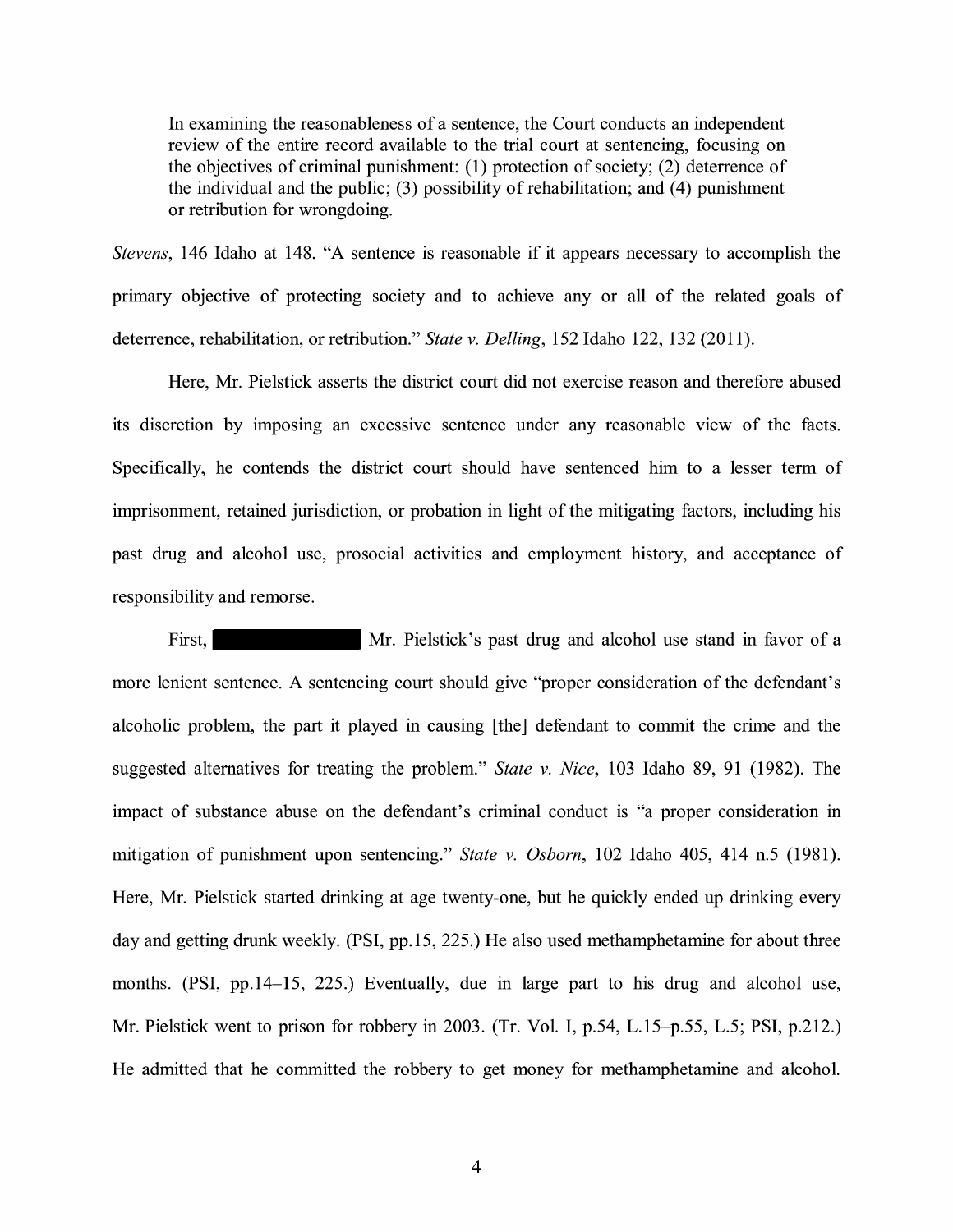> In examining the reasonableness of a sentence, the Court conducts an independent review of the entire record available to the trial court at sentencing, focusing on the objectives of criminal punishment: (1) protection of society; (2) deterrence of the individual and the public; (3) possibility of rehabilitation; and (4) punishment or retribution for wrongdoing.

*Stevens*, 146 Idaho at 148. "A sentence is reasonable if it appears necessary to accomplish the primary objective of protecting society and to achieve any or all of the related goals of deterrence, rehabilitation, or retribution." *State v. Delling*, 152 Idaho 122, 132 (2011).

Here, Mr. Pielstick asserts the district court did not exercise reason and therefore abused its discretion by imposing an excessive sentence under any reasonable view of the facts. Specifically, he contends the district court should have sentenced him to a lesser term of imprisonment, retained jurisdiction, or probation in light of the mitigating factors, including his past drug and alcohol use, prosocial activities and employment history, and acceptance of responsibility and remorse.

First, [REDACTED] Mr. Pielstick's past drug and alcohol use stand in favor of a more lenient sentence. A sentencing court should give "proper consideration of the defendant's alcoholic problem, the part it played in causing [the] defendant to commit the crime and the suggested alternatives for treating the problem." *State v. Nice*, 103 Idaho 89, 91 (1982). The impact of substance abuse on the defendant's criminal conduct is "a proper consideration in mitigation of punishment upon sentencing." *State v. Osborn*, 102 Idaho 405, 414 n.5 (1981). Here, Mr. Pielstick started drinking at age twenty-one, but he quickly ended up drinking every day and getting drunk weekly. (PSI, pp.15, 225.) He also used methamphetamine for about three months. (PSI, pp.14–15, 225.) Eventually, due in large part to his drug and alcohol use, Mr. Pielstick went to prison for robbery in 2003. (Tr. Vol. I, p.54, L.15–p.55, L.5; PSI, p.212.) He admitted that he committed the robbery to get money for methamphetamine and alcohol.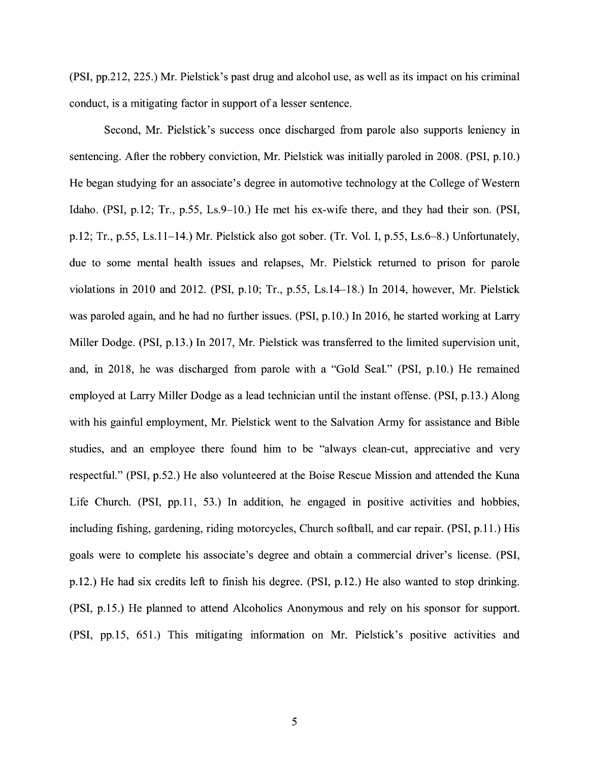(PSI, pp.212, 225.) Mr. Pielstick's past drug and alcohol use, as well as its impact on his criminal conduct, is a mitigating factor in support of a lesser sentence.

Second, Mr. Pielstick's success once discharged from parole also supports leniency in sentencing. After the robbery conviction, Mr. Pielstick was initially paroled in 2008. (PSI, p.10.) He began studying for an associate's degree in automotive technology at the College of Western Idaho. (PSI, p.12; Tr., p.55, Ls.9–10.) He met his ex-wife there, and they had their son. (PSI, p.12; Tr., p.55, Ls.11–14.) Mr. Pielstick also got sober. (Tr. Vol. I, p.55, Ls.6–8.) Unfortunately, due to some mental health issues and relapses, Mr. Pielstick returned to prison for parole violations in 2010 and 2012. (PSI, p.10; Tr., p.55, Ls.14–18.) In 2014, however, Mr. Pielstick was paroled again, and he had no further issues. (PSI, p.10.) In 2016, he started working at Larry Miller Dodge. (PSI, p.13.) In 2017, Mr. Pielstick was transferred to the limited supervision unit, and, in 2018, he was discharged from parole with a "Gold Seal." (PSI, p.10.) He remained employed at Larry Miller Dodge as a lead technician until the instant offense. (PSI, p.13.) Along with his gainful employment, Mr. Pielstick went to the Salvation Army for assistance and Bible studies, and an employee there found him to be "always clean-cut, appreciative and very respectful." (PSI, p.52.) He also volunteered at the Boise Rescue Mission and attended the Kuna Life Church. (PSI, pp.11, 53.) In addition, he engaged in positive activities and hobbies, including fishing, gardening, riding motorcycles, Church softball, and car repair. (PSI, p.11.) His goals were to complete his associate's degree and obtain a commercial driver's license. (PSI, p.12.) He had six credits left to finish his degree. (PSI, p.12.) He also wanted to stop drinking. (PSI, p.15.) He planned to attend Alcoholics Anonymous and rely on his sponsor for support. (PSI, pp.15, 651.) This mitigating information on Mr. Pielstick's positive activities and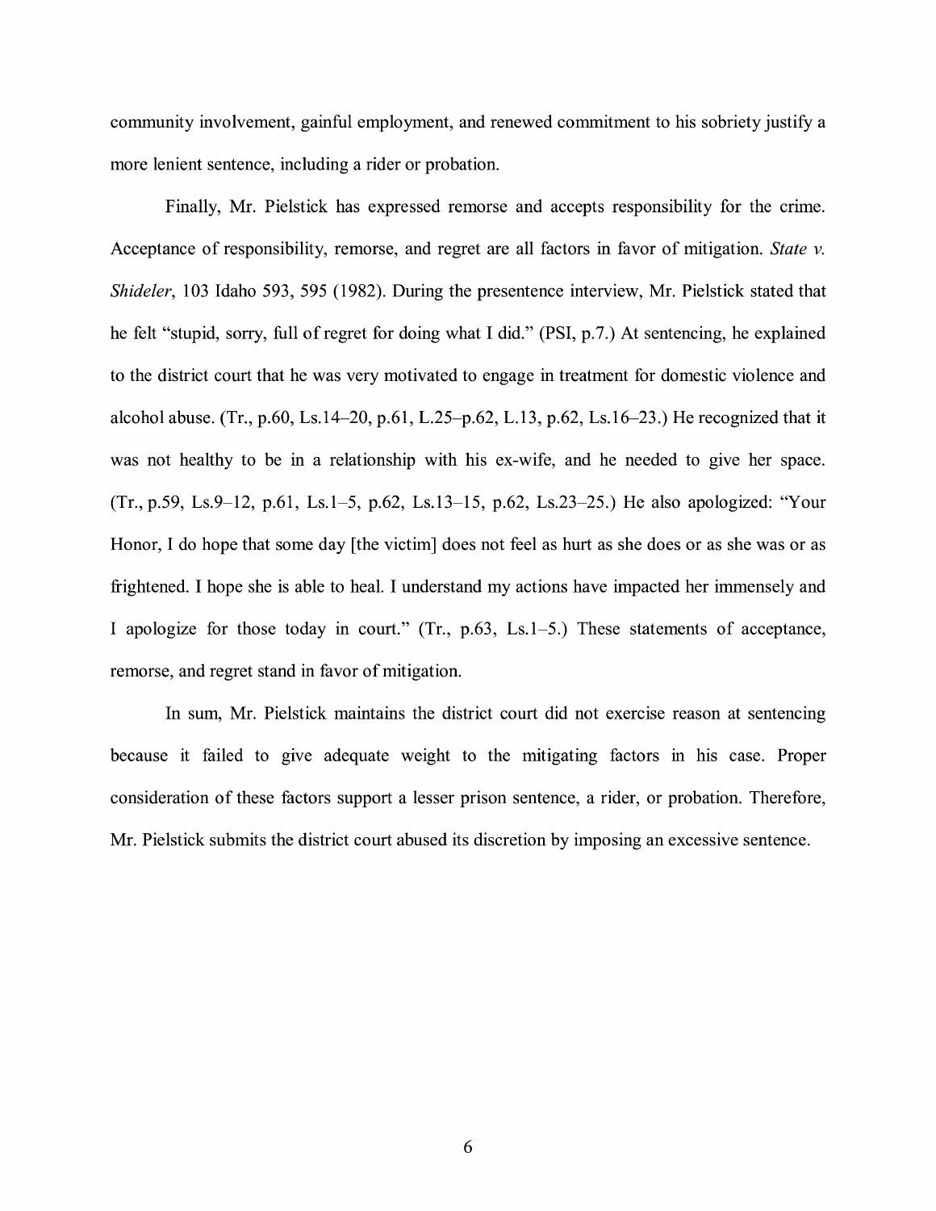community involvement, gainful employment, and renewed commitment to his sobriety justify a more lenient sentence, including a rider or probation.

Finally, Mr. Pielstick has expressed remorse and accepts responsibility for the crime. Acceptance of responsibility, remorse, and regret are all factors in favor of mitigation. *State v. Shideler*, 103 Idaho 593, 595 (1982). During the presentence interview, Mr. Pielstick stated that he felt "stupid, sorry, full of regret for doing what I did." (PSI, p.7.) At sentencing, he explained to the district court that he was very motivated to engage in treatment for domestic violence and alcohol abuse. (Tr., p.60, Ls.14–20, p.61, L.25–p.62, L.13, p.62, Ls.16–23.) He recognized that it was not healthy to be in a relationship with his ex-wife, and he needed to give her space. (Tr., p.59, Ls.9–12, p.61, Ls.1–5, p.62, Ls.13–15, p.62, Ls.23–25.) He also apologized: "Your Honor, I do hope that some day [the victim] does not feel as hurt as she does or as she was or as frightened. I hope she is able to heal. I understand my actions have impacted her immensely and I apologize for those today in court." (Tr., p.63, Ls.1–5.) These statements of acceptance, remorse, and regret stand in favor of mitigation.

In sum, Mr. Pielstick maintains the district court did not exercise reason at sentencing because it failed to give adequate weight to the mitigating factors in his case. Proper consideration of these factors support a lesser prison sentence, a rider, or probation. Therefore, Mr. Pielstick submits the district court abused its discretion by imposing an excessive sentence.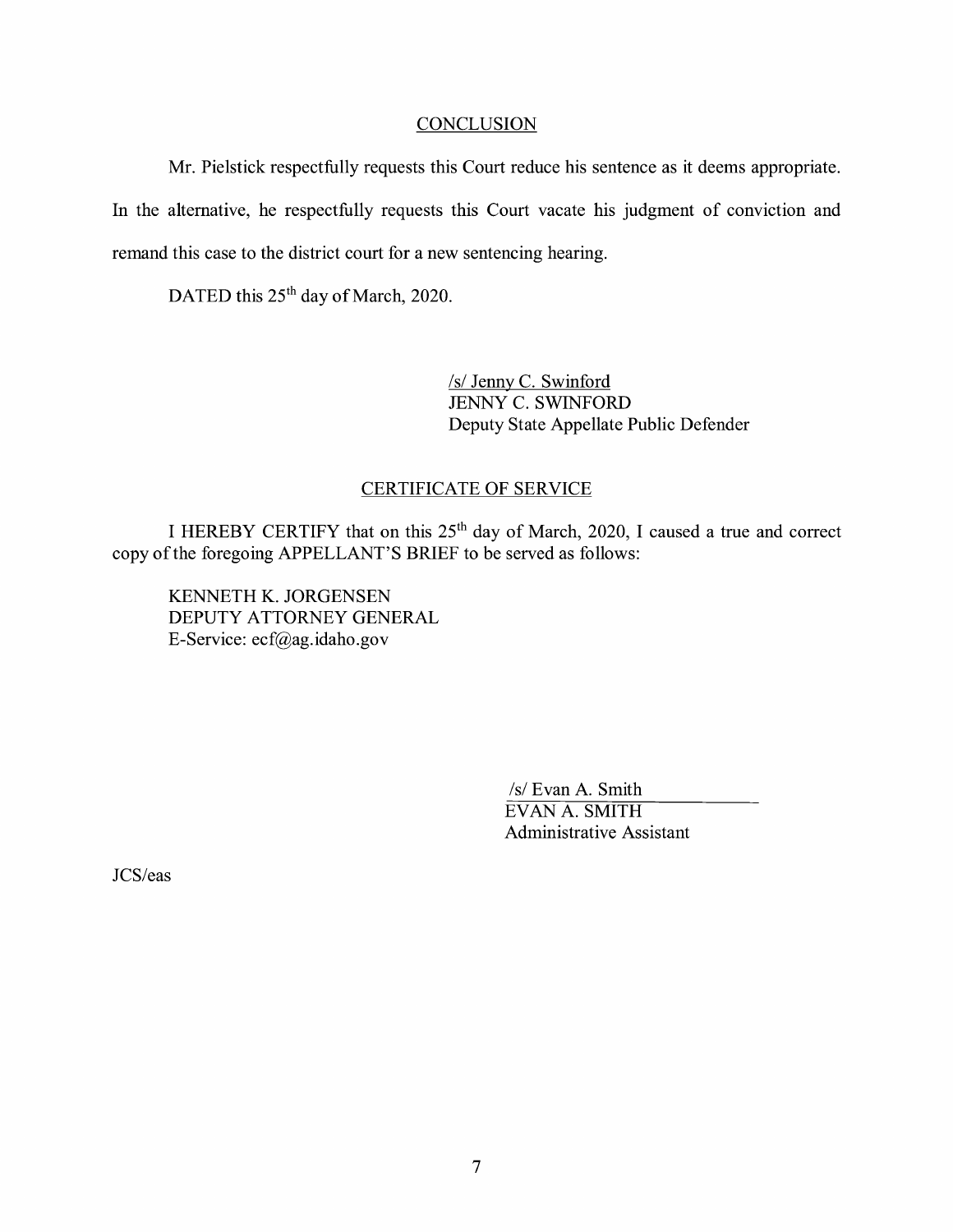## CONCLUSION

Mr. Pielstick respectfully requests this Court reduce his sentence as it deems appropriate. In the alternative, he respectfully requests this Court vacate his judgment of conviction and remand this case to the district court for a new sentencing hearing.

DATED this 25th day of March, 2020.

/s/ Jenny C. Swinford
JENNY C. SWINFORD
Deputy State Appellate Public Defender

## CERTIFICATE OF SERVICE

I HEREBY CERTIFY that on this 25th day of March, 2020, I caused a true and correct copy of the foregoing APPELLANT'S BRIEF to be served as follows:

KENNETH K. JORGENSEN
DEPUTY ATTORNEY GENERAL
E-Service: ecf@ag.idaho.gov

/s/ Evan A. Smith
EVAN A. SMITH
Administrative Assistant

JCS/eas